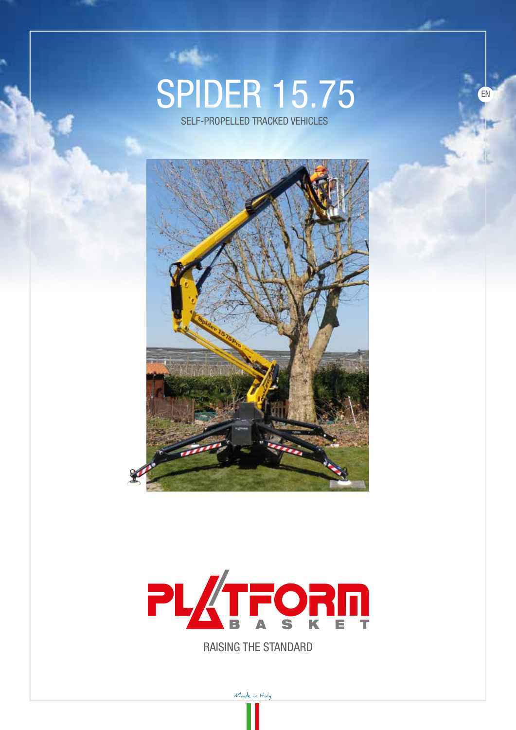# SPIDER 15.75

SELF-PROPELLED TRACKED VEHICLES

EN

PLATFORM BASKET

RAISING THE STANDARD

Made in Italy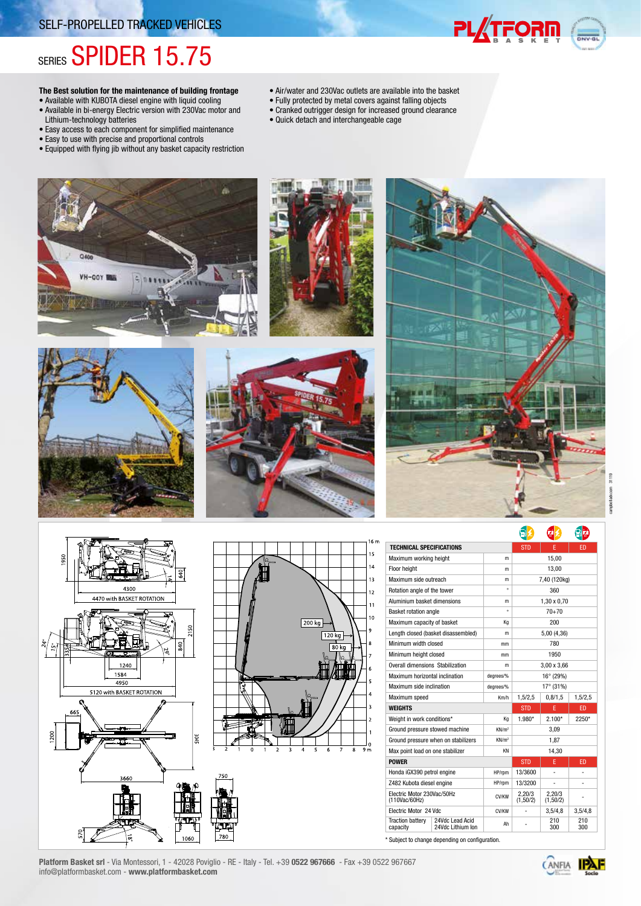SELF-PROPELLED TRACKED VEHICLES

# SERIES SPIDER 15.75

**The Best solution for the maintenance of building frontage**

- Available with KUBOTA diesel engine with liquid cooling
- Available in bi-energy Electric version with 230Vac motor and Lithium-technology batteries
- Easy access to each component for simplified maintenance
- Easy to use with precise and proportional controls
- Equipped with flying jib without any basket capacity restriction
- Air/water and 230Vac outlets are available into the basket
- Fully protected by metal covers against falling objects
- Cranked outrigger design for increased ground clearance
- Quick detach and interchangeable cage

| TECHNICAL SPECIFICATIONS | | STD | E | ED |
|---|---|---|---|---|
| Maximum working height | m | 15,00 | | |
| Floor height | m | 13,00 | | |
| Maximum side outreach | m | 7,40 (120kg) | | |
| Rotation angle of the tower | ° | 360 | | |
| Aluminium basket dimensions | m | 1,30 x 0,70 | | |
| Basket rotation angle | ° | 70+70 | | |
| Maximum capacity of basket | Kg | 200 | | |
| Length closed (basket disassembled) | m | 5,00 (4,36) | | |
| Minimum width closed | mm | 780 | | |
| Minimum height closed | mm | 1950 | | |
| Overall dimensions Stabilization | m | 3,00 x 3,66 | | |
| Maximum horizontal inclination | degrees/% | 16° (29%) | | |
| Maximum side inclination | degrees/% | 17° (31%) | | |
| Maximum speed | Km/h | 1,5/2,5 | 0,8/1,5 | 1,5/2,5 |
| **WEIGHTS** | | STD | E | ED |
| Weight in work conditions* | Kg | 1.980* | 2.100* | 2250* |
| Ground pressure stowed machine | KN/m² | 3,09 | | |
| Ground pressure when on stabilizers | KN/m² | 1,87 | | |
| Max point load on one stabilizer | KN | 14,30 | | |
| **POWER** | | STD | E | ED |
| Honda iGX390 petrol engine | HP/rpm | 13/3600 | - | - |
| Z482 Kubota diesel engine | HP/rpm | 13/3200 | - | - |
| Electric Motor 230Vac/50Hz (110Vac/60Hz) | CV/KW | 2,20/3 (1,50/2) | 2,20/3 (1,50/2) | - |
| Electric Motor 24 Vdc | CV/KW | - | 3,5/4,8 | 3,5/4,8 |
| Traction battery capacity: 24Vdc Lead Acid / 24Vdc Lithium Ion | Ah | - | 210 / 300 | 210 / 300 |

\* Subject to change depending on configuration.

1950
640
4300
4470 with BASKET ROTATION
24°
15°
335
2150
840
29°
1240
1584
4950
5120 with BASKET ROTATION
665
1200
3045
3660
750
570
18°
1060
780

16 m
200 kg
120 kg
80 kg
9 m

**Platform Basket srl** - Via Montessori, 1 - 42028 Poviglio - RE - Italy - Tel. +39 **0522 967666** - Fax +39 0522 967667
info@platformbasket.com - **www.platformbasket.com**